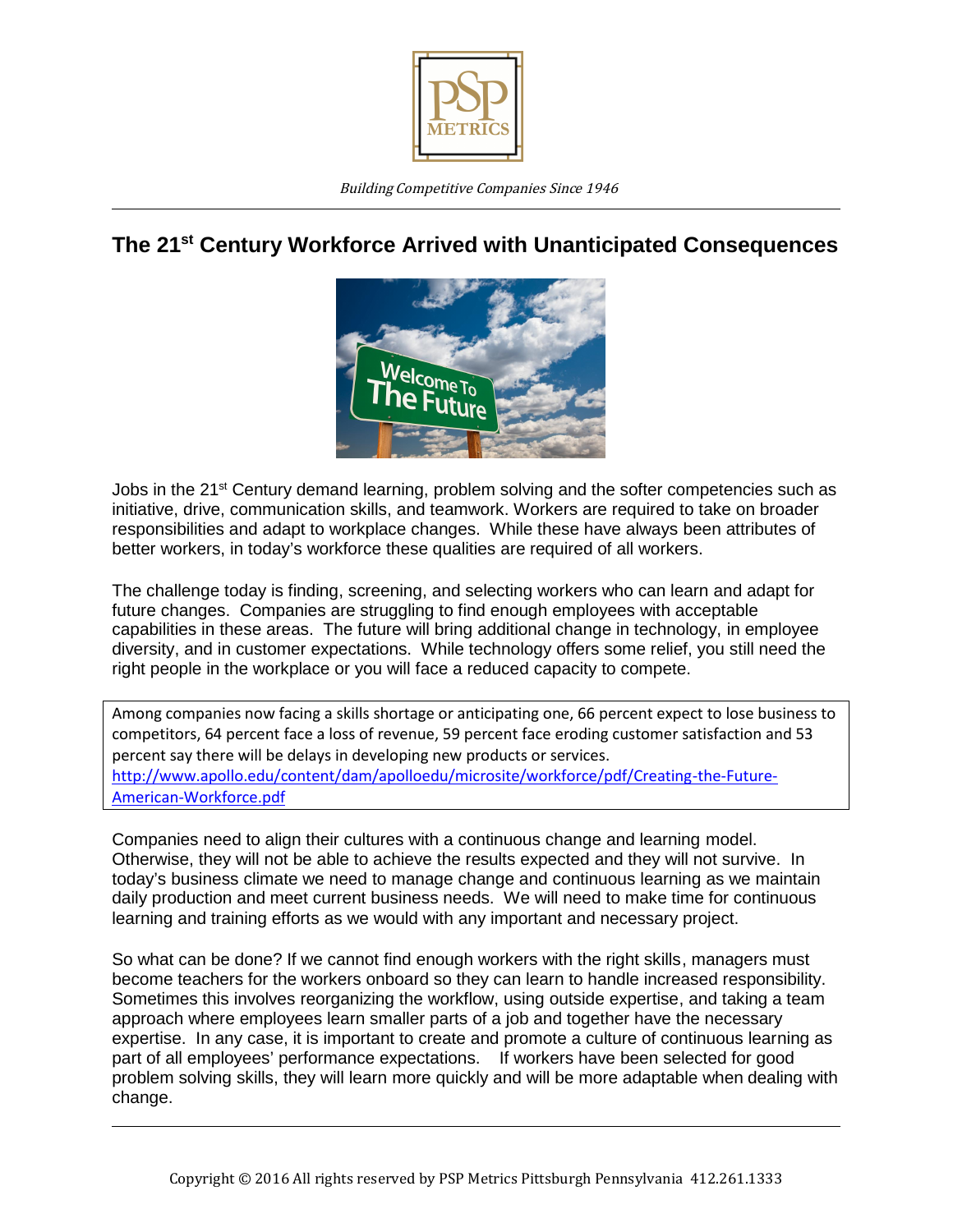*Building Competitive Companies Since 1946*

# The 21st Century Workforce Arrived with Unanticipated Consequences

Jobs in the 21st Century demand learning, problem solving and the softer competencies such as initiative, drive, communication skills, and teamwork. Workers are required to take on broader responsibilities and adapt to workplace changes. While these have always been attributes of better workers, in today's workforce these qualities are required of all workers.

The challenge today is finding, screening, and selecting workers who can learn and adapt for future changes. Companies are struggling to find enough employees with acceptable capabilities in these areas. The future will bring additional change in technology, in employee diversity, and in customer expectations. While technology offers some relief, you still need the right people in the workplace or you will face a reduced capacity to compete.

> Among companies now facing a skills shortage or anticipating one, 66 percent expect to lose business to competitors, 64 percent face a loss of revenue, 59 percent face eroding customer satisfaction and 53 percent say there will be delays in developing new products or services.
> http://www.apollo.edu/content/dam/apolloedu/microsite/workforce/pdf/Creating-the-Future-American-Workforce.pdf

Companies need to align their cultures with a continuous change and learning model. Otherwise, they will not be able to achieve the results expected and they will not survive. In today's business climate we need to manage change and continuous learning as we maintain daily production and meet current business needs. We will need to make time for continuous learning and training efforts as we would with any important and necessary project.

So what can be done? If we cannot find enough workers with the right skills, managers must become teachers for the workers onboard so they can learn to handle increased responsibility. Sometimes this involves reorganizing the workflow, using outside expertise, and taking a team approach where employees learn smaller parts of a job and together have the necessary expertise. In any case, it is important to create and promote a culture of continuous learning as part of all employees' performance expectations. If workers have been selected for good problem solving skills, they will learn more quickly and will be more adaptable when dealing with change.

Copyright © 2016 All rights reserved by PSP Metrics Pittsburgh Pennsylvania 412.261.1333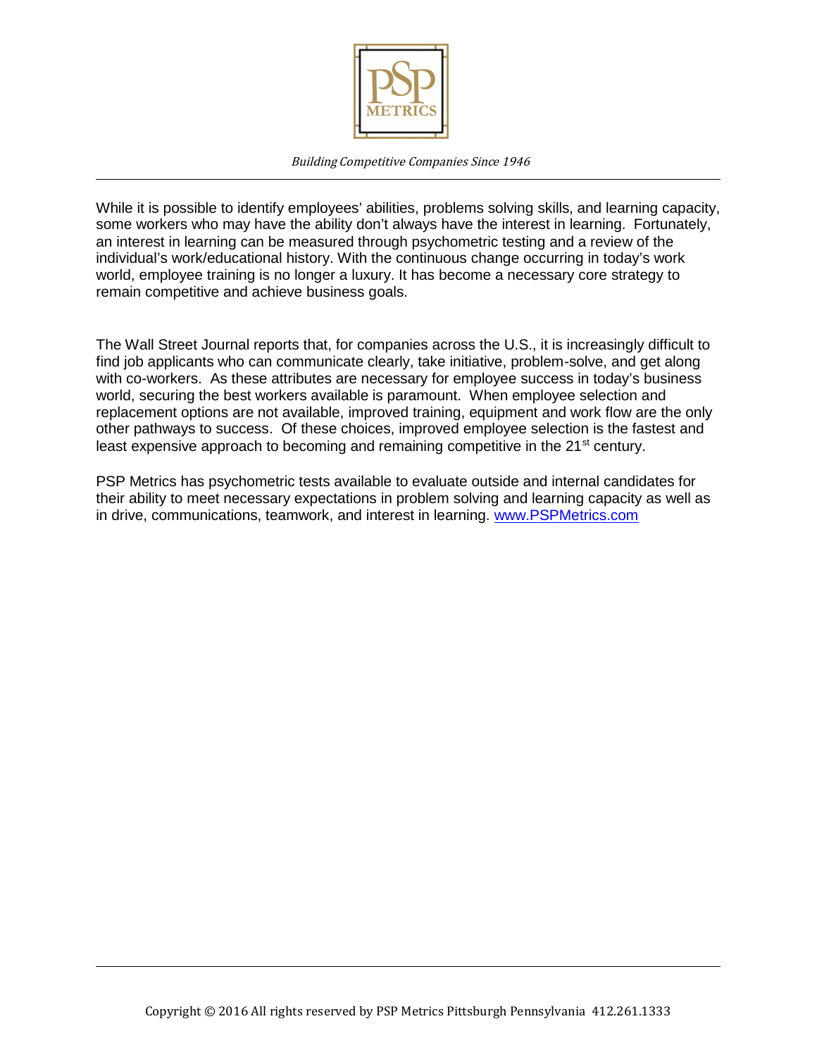While it is possible to identify employees' abilities, problems solving skills, and learning capacity, some workers who may have the ability don't always have the interest in learning. Fortunately, an interest in learning can be measured through psychometric testing and a review of the individual's work/educational history. With the continuous change occurring in today's work world, employee training is no longer a luxury. It has become a necessary core strategy to remain competitive and achieve business goals.

The Wall Street Journal reports that, for companies across the U.S., it is increasingly difficult to find job applicants who can communicate clearly, take initiative, problem-solve, and get along with co-workers. As these attributes are necessary for employee success in today's business world, securing the best workers available is paramount. When employee selection and replacement options are not available, improved training, equipment and work flow are the only other pathways to success. Of these choices, improved employee selection is the fastest and least expensive approach to becoming and remaining competitive in the 21st century.

PSP Metrics has psychometric tests available to evaluate outside and internal candidates for their ability to meet necessary expectations in problem solving and learning capacity as well as in drive, communications, teamwork, and interest in learning. [www.PSPMetrics.com](http://www.PSPMetrics.com)